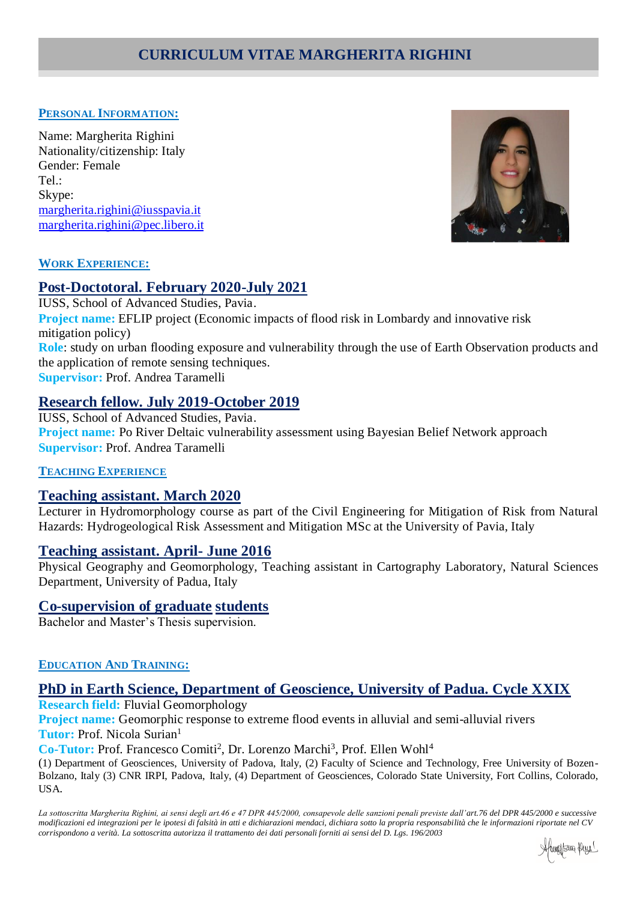# CURRICULUM VITAE MARGHERITA RIGHINI

## PERSONAL INFORMATION:

Name: Margherita Righini
Nationality/citizenship: Italy
Gender: Female
Tel.:
Skype:
margherita.righini@iusspavia.it
margherita.righini@pec.libero.it

## WORK EXPERIENCE:

### Post-Doctotoral. February 2020-July 2021

IUSS, School of Advanced Studies, Pavia.
**Project name:** EFLIP project (Economic impacts of flood risk in Lombardy and innovative risk mitigation policy)
**Role**: study on urban flooding exposure and vulnerability through the use of Earth Observation products and the application of remote sensing techniques.
**Supervisor:** Prof. Andrea Taramelli

### Research fellow. July 2019-October 2019

IUSS, School of Advanced Studies, Pavia.
**Project name:** Po River Deltaic vulnerability assessment using Bayesian Belief Network approach
**Supervisor:** Prof. Andrea Taramelli

## TEACHING EXPERIENCE

### Teaching assistant. March 2020

Lecturer in Hydromorphology course as part of the Civil Engineering for Mitigation of Risk from Natural Hazards: Hydrogeological Risk Assessment and Mitigation MSc at the University of Pavia, Italy

### Teaching assistant. April- June 2016

Physical Geography and Geomorphology, Teaching assistant in Cartography Laboratory, Natural Sciences Department, University of Padua, Italy

### Co-supervision of graduate students

Bachelor and Master's Thesis supervision.

## EDUCATION AND TRAINING:

### PhD in Earth Science, Department of Geoscience, University of Padua. Cycle XXIX

**Research field:** Fluvial Geomorphology
**Project name:** Geomorphic response to extreme flood events in alluvial and semi-alluvial rivers
**Tutor:** Prof. Nicola Surian[1]
**Co-Tutor:** Prof. Francesco Comiti[2], Dr. Lorenzo Marchi[3], Prof. Ellen Wohl[4]

(1) Department of Geosciences, University of Padova, Italy, (2) Faculty of Science and Technology, Free University of Bozen-Bolzano, Italy (3) CNR IRPI, Padova, Italy, (4) Department of Geosciences, Colorado State University, Fort Collins, Colorado, USA.

*La sottoscritta Margherita Righini, ai sensi degli art.46 e 47 DPR 445/2000, consapevole delle sanzioni penali previste dall'art.76 del DPR 445/2000 e successive modificazioni ed integrazioni per le ipotesi di falsità in atti e dichiarazioni mendaci, dichiara sotto la propria responsabilità che le informazioni riportate nel CV corrispondono a verità. La sottoscritta autorizza il trattamento dei dati personali forniti ai sensi del D. Lgs. 196/2003*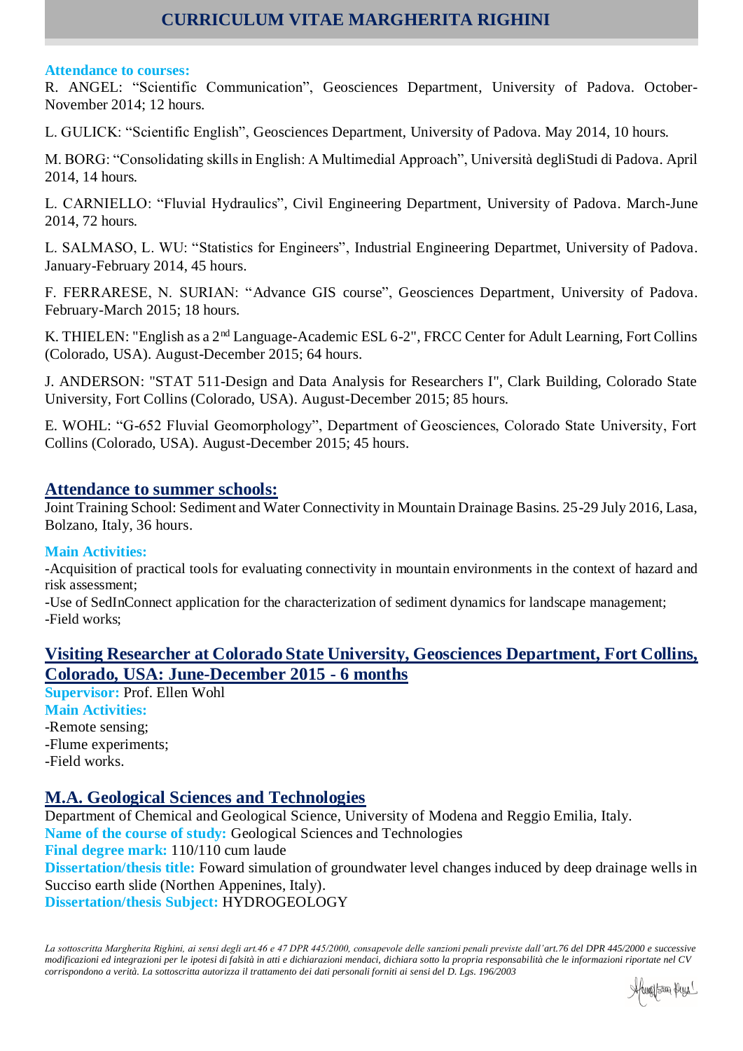**Attendance to courses:**

R. ANGEL: "Scientific Communication", Geosciences Department, University of Padova. October-November 2014; 12 hours.

L. GULICK: "Scientific English", Geosciences Department, University of Padova. May 2014, 10 hours.

M. BORG: "Consolidating skills in English: A Multimedial Approach", Università degliStudi di Padova. April 2014, 14 hours.

L. CARNIELLO: "Fluvial Hydraulics", Civil Engineering Department, University of Padova. March-June 2014, 72 hours.

L. SALMASO, L. WU: "Statistics for Engineers", Industrial Engineering Departmet, University of Padova. January-February 2014, 45 hours.

F. FERRARESE, N. SURIAN: "Advance GIS course", Geosciences Department, University of Padova. February-March 2015; 18 hours.

K. THIELEN: "English as a 2nd Language-Academic ESL 6-2", FRCC Center for Adult Learning, Fort Collins (Colorado, USA). August-December 2015; 64 hours.

J. ANDERSON: "STAT 511-Design and Data Analysis for Researchers I", Clark Building, Colorado State University, Fort Collins (Colorado, USA). August-December 2015; 85 hours.

E. WOHL: "G-652 Fluvial Geomorphology", Department of Geosciences, Colorado State University, Fort Collins (Colorado, USA). August-December 2015; 45 hours.

## Attendance to summer schools:

Joint Training School: Sediment and Water Connectivity in Mountain Drainage Basins. 25-29 July 2016, Lasa, Bolzano, Italy, 36 hours.

**Main Activities:**

-Acquisition of practical tools for evaluating connectivity in mountain environments in the context of hazard and risk assessment;
-Use of SedInConnect application for the characterization of sediment dynamics for landscape management;
-Field works;

## Visiting Researcher at Colorado State University, Geosciences Department, Fort Collins, Colorado, USA: June-December 2015 - 6 months

**Supervisor:** Prof. Ellen Wohl
**Main Activities:**
-Remote sensing;
-Flume experiments;
-Field works.

## M.A. Geological Sciences and Technologies

Department of Chemical and Geological Science, University of Modena and Reggio Emilia, Italy.
**Name of the course of study:** Geological Sciences and Technologies
**Final degree mark:** 110/110 cum laude
**Dissertation/thesis title:** Foward simulation of groundwater level changes induced by deep drainage wells in Succiso earth slide (Northen Appenines, Italy).
**Dissertation/thesis Subject:** HYDROGEOLOGY

*La sottoscritta Margherita Righini, ai sensi degli art.46 e 47 DPR 445/2000, consapevole delle sanzioni penali previste dall'art.76 del DPR 445/2000 e successive modificazioni ed integrazioni per le ipotesi di falsità in atti e dichiarazioni mendaci, dichiara sotto la propria responsabilità che le informazioni riportate nel CV corrispondono a verità. La sottoscritta autorizza il trattamento dei dati personali forniti ai sensi del D. Lgs. 196/2003*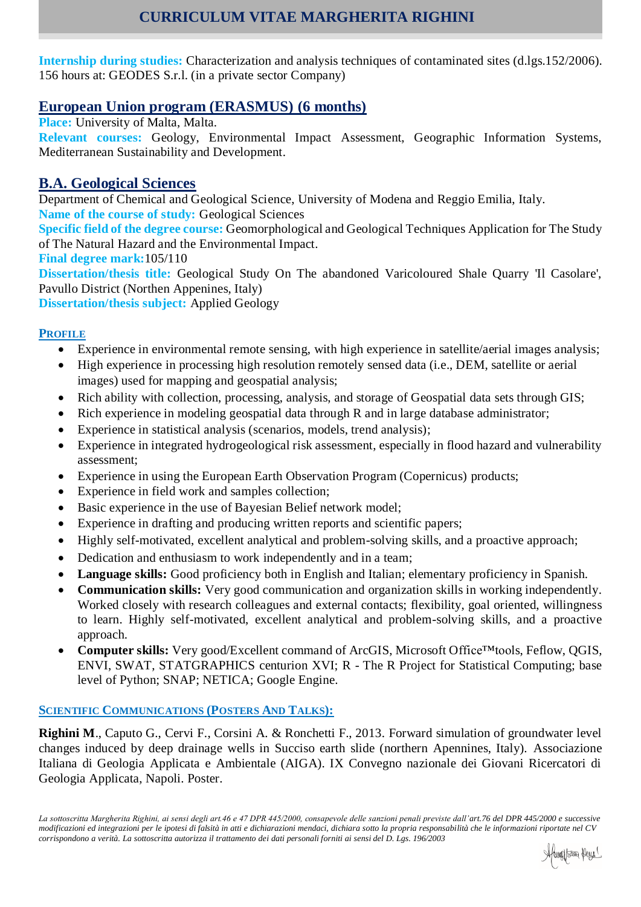**Internship during studies:** Characterization and analysis techniques of contaminated sites (d.lgs.152/2006). 156 hours at: GEODES S.r.l. (in a private sector Company)

## European Union program (ERASMUS) (6 months)

**Place:** University of Malta, Malta.
**Relevant courses:** Geology, Environmental Impact Assessment, Geographic Information Systems, Mediterranean Sustainability and Development.

## B.A. Geological Sciences

Department of Chemical and Geological Science, University of Modena and Reggio Emilia, Italy.
**Name of the course of study:** Geological Sciences
**Specific field of the degree course:** Geomorphological and Geological Techniques Application for The Study of The Natural Hazard and the Environmental Impact.
**Final degree mark:**105/110
**Dissertation/thesis title:** Geological Study On The abandoned Varicoloured Shale Quarry 'Il Casolare', Pavullo District (Northen Appenines, Italy)
**Dissertation/thesis subject:** Applied Geology

### PROFILE

- Experience in environmental remote sensing, with high experience in satellite/aerial images analysis;
- High experience in processing high resolution remotely sensed data (i.e., DEM, satellite or aerial images) used for mapping and geospatial analysis;
- Rich ability with collection, processing, analysis, and storage of Geospatial data sets through GIS;
- Rich experience in modeling geospatial data through R and in large database administrator;
- Experience in statistical analysis (scenarios, models, trend analysis);
- Experience in integrated hydrogeological risk assessment, especially in flood hazard and vulnerability assessment;
- Experience in using the European Earth Observation Program (Copernicus) products;
- Experience in field work and samples collection;
- Basic experience in the use of Bayesian Belief network model;
- Experience in drafting and producing written reports and scientific papers;
- Highly self-motivated, excellent analytical and problem-solving skills, and a proactive approach;
- Dedication and enthusiasm to work independently and in a team;
- **Language skills:** Good proficiency both in English and Italian; elementary proficiency in Spanish.
- **Communication skills:** Very good communication and organization skills in working independently. Worked closely with research colleagues and external contacts; flexibility, goal oriented, willingness to learn. Highly self-motivated, excellent analytical and problem-solving skills, and a proactive approach.
- **Computer skills:** Very good/Excellent command of ArcGIS, Microsoft Office™tools, Feflow, QGIS, ENVI, SWAT, STATGRAPHICS centurion XVI; R - The R Project for Statistical Computing; base level of Python; SNAP; NETICA; Google Engine.

### SCIENTIFIC COMMUNICATIONS (POSTERS AND TALKS):

**Righini M**., Caputo G., Cervi F., Corsini A. & Ronchetti F., 2013. Forward simulation of groundwater level changes induced by deep drainage wells in Succiso earth slide (northern Apennines, Italy). Associazione Italiana di Geologia Applicata e Ambientale (AIGA). IX Convegno nazionale dei Giovani Ricercatori di Geologia Applicata, Napoli. Poster.

*La sottoscritta Margherita Righini, ai sensi degli art.46 e 47 DPR 445/2000, consapevole delle sanzioni penali previste dall'art.76 del DPR 445/2000 e successive modificazioni ed integrazioni per le ipotesi di falsità in atti e dichiarazioni mendaci, dichiara sotto la propria responsabilità che le informazioni riportate nel CV corrispondono a verità. La sottoscritta autorizza il trattamento dei dati personali forniti ai sensi del D. Lgs. 196/2003*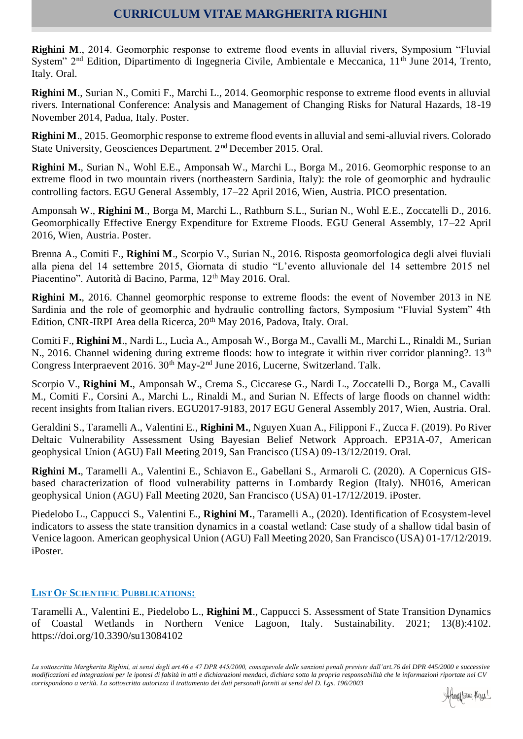**Righini M**., 2014. Geomorphic response to extreme flood events in alluvial rivers, Symposium "Fluvial System" 2nd Edition, Dipartimento di Ingegneria Civile, Ambientale e Meccanica, 11th June 2014, Trento, Italy. Oral.

**Righini M**., Surian N., Comiti F., Marchi L., 2014. Geomorphic response to extreme flood events in alluvial rivers. International Conference: Analysis and Management of Changing Risks for Natural Hazards, 18-19 November 2014, Padua, Italy. Poster.

**Righini M**., 2015. Geomorphic response to extreme flood events in alluvial and semi-alluvial rivers. Colorado State University, Geosciences Department. 2nd December 2015. Oral.

**Righini M.**, Surian N., Wohl E.E., Amponsah W., Marchi L., Borga M., 2016. Geomorphic response to an extreme flood in two mountain rivers (northeastern Sardinia, Italy): the role of geomorphic and hydraulic controlling factors. EGU General Assembly, 17–22 April 2016, Wien, Austria. PICO presentation.

Amponsah W., **Righini M**., Borga M, Marchi L., Rathburn S.L., Surian N., Wohl E.E., Zoccatelli D., 2016. Geomorphically Effective Energy Expenditure for Extreme Floods. EGU General Assembly, 17–22 April 2016, Wien, Austria. Poster.

Brenna A., Comiti F., **Righini M**., Scorpio V., Surian N., 2016. Risposta geomorfologica degli alvei fluviali alla piena del 14 settembre 2015, Giornata di studio "L'evento alluvionale del 14 settembre 2015 nel Piacentino". Autorità di Bacino, Parma, 12th May 2016. Oral.

**Righini M.**, 2016. Channel geomorphic response to extreme floods: the event of November 2013 in NE Sardinia and the role of geomorphic and hydraulic controlling factors, Symposium "Fluvial System" 4th Edition, CNR-IRPI Area della Ricerca, 20th May 2016, Padova, Italy. Oral.

Comiti F., **Righini M**., Nardi L., Lucìa A., Amposah W., Borga M., Cavalli M., Marchi L., Rinaldi M., Surian N., 2016. Channel widening during extreme floods: how to integrate it within river corridor planning?. 13th Congress Interpraevent 2016. 30th May-2nd June 2016, Lucerne, Switzerland. Talk.

Scorpio V., **Righini M.**, Amponsah W., Crema S., Ciccarese G., Nardi L., Zoccatelli D., Borga M., Cavalli M., Comiti F., Corsini A., Marchi L., Rinaldi M., and Surian N. Effects of large floods on channel width: recent insights from Italian rivers. EGU2017-9183, 2017 EGU General Assembly 2017, Wien, Austria. Oral.

Geraldini S., Taramelli A., Valentini E., **Righini M.**, Nguyen Xuan A., Filipponi F., Zucca F. (2019). Po River Deltaic Vulnerability Assessment Using Bayesian Belief Network Approach. EP31A-07, American geophysical Union (AGU) Fall Meeting 2019, San Francisco (USA) 09-13/12/2019. Oral.

**Righini M.**, Taramelli A., Valentini E., Schiavon E., Gabellani S., Armaroli C. (2020). A Copernicus GIS-based characterization of flood vulnerability patterns in Lombardy Region (Italy). NH016, American geophysical Union (AGU) Fall Meeting 2020, San Francisco (USA) 01-17/12/2019. iPoster.

Piedelobo L., Cappucci S., Valentini E., **Righini M.**, Taramelli A., (2020). Identification of Ecosystem-level indicators to assess the state transition dynamics in a coastal wetland: Case study of a shallow tidal basin of Venice lagoon. American geophysical Union (AGU) Fall Meeting 2020, San Francisco (USA) 01-17/12/2019. iPoster.

## LIST OF SCIENTIFIC PUBBLICATIONS:

Taramelli A., Valentini E., Piedelobo L., **Righini M**., Cappucci S. Assessment of State Transition Dynamics of Coastal Wetlands in Northern Venice Lagoon, Italy. Sustainability. 2021; 13(8):4102. https://doi.org/10.3390/su13084102

*La sottoscritta Margherita Righini, ai sensi degli art.46 e 47 DPR 445/2000, consapevole delle sanzioni penali previste dall'art.76 del DPR 445/2000 e successive modificazioni ed integrazioni per le ipotesi di falsità in atti e dichiarazioni mendaci, dichiara sotto la propria responsabilità che le informazioni riportate nel CV corrispondono a verità. La sottoscritta autorizza il trattamento dei dati personali forniti ai sensi del D. Lgs. 196/2003*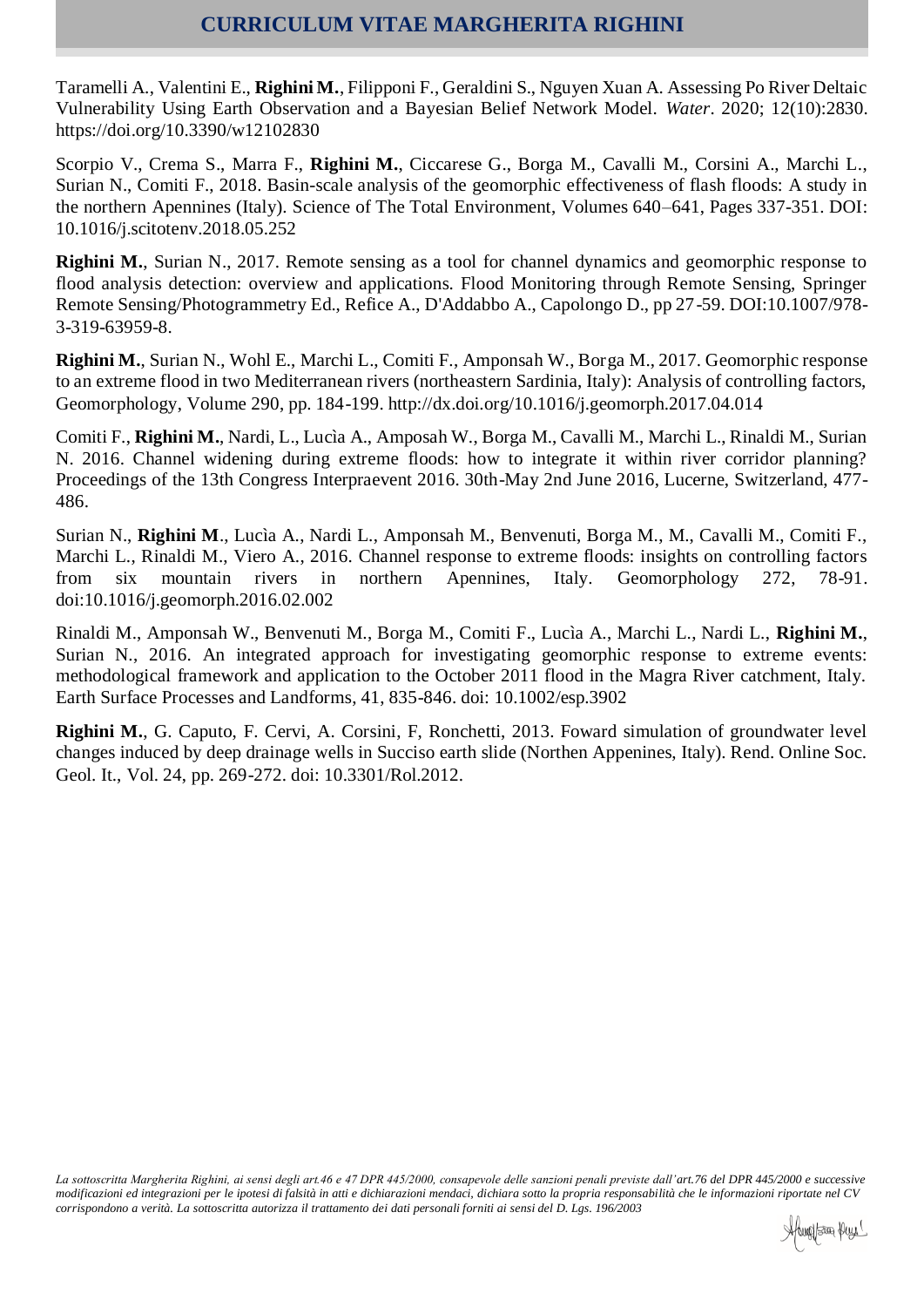Taramelli A., Valentini E., **Righini M.**, Filipponi F., Geraldini S., Nguyen Xuan A. Assessing Po River Deltaic Vulnerability Using Earth Observation and a Bayesian Belief Network Model. *Water*. 2020; 12(10):2830. https://doi.org/10.3390/w12102830

Scorpio V., Crema S., Marra F., **Righini M.**, Ciccarese G., Borga M., Cavalli M., Corsini A., Marchi L., Surian N., Comiti F., 2018. Basin-scale analysis of the geomorphic effectiveness of flash floods: A study in the northern Apennines (Italy). Science of The Total Environment, Volumes 640–641, Pages 337-351. DOI: 10.1016/j.scitotenv.2018.05.252

**Righini M.**, Surian N., 2017. Remote sensing as a tool for channel dynamics and geomorphic response to flood analysis detection: overview and applications. Flood Monitoring through Remote Sensing, Springer Remote Sensing/Photogrammetry Ed., Refice A., D'Addabbo A., Capolongo D., pp 27-59. DOI:10.1007/978-3-319-63959-8.

**Righini M.**, Surian N., Wohl E., Marchi L., Comiti F., Amponsah W., Borga M., 2017. Geomorphic response to an extreme flood in two Mediterranean rivers (northeastern Sardinia, Italy): Analysis of controlling factors, Geomorphology, Volume 290, pp. 184-199. http://dx.doi.org/10.1016/j.geomorph.2017.04.014

Comiti F., **Righini M.**, Nardi, L., Lucìa A., Amposah W., Borga M., Cavalli M., Marchi L., Rinaldi M., Surian N. 2016. Channel widening during extreme floods: how to integrate it within river corridor planning? Proceedings of the 13th Congress Interpraevent 2016. 30th-May 2nd June 2016, Lucerne, Switzerland, 477-486.

Surian N., **Righini M**., Lucìa A., Nardi L., Amponsah M., Benvenuti, Borga M., M., Cavalli M., Comiti F., Marchi L., Rinaldi M., Viero A., 2016. Channel response to extreme floods: insights on controlling factors from six mountain rivers in northern Apennines, Italy. Geomorphology 272, 78-91. doi:10.1016/j.geomorph.2016.02.002

Rinaldi M., Amponsah W., Benvenuti M., Borga M., Comiti F., Lucìa A., Marchi L., Nardi L., **Righini M.**, Surian N., 2016. An integrated approach for investigating geomorphic response to extreme events: methodological framework and application to the October 2011 flood in the Magra River catchment, Italy. Earth Surface Processes and Landforms, 41, 835-846. doi: 10.1002/esp.3902

**Righini M.**, G. Caputo, F. Cervi, A. Corsini, F, Ronchetti, 2013. Foward simulation of groundwater level changes induced by deep drainage wells in Succiso earth slide (Northen Appenines, Italy). Rend. Online Soc. Geol. It., Vol. 24, pp. 269-272. doi: 10.3301/Rol.2012.

*La sottoscritta Margherita Righini, ai sensi degli art.46 e 47 DPR 445/2000, consapevole delle sanzioni penali previste dall'art.76 del DPR 445/2000 e successive modificazioni ed integrazioni per le ipotesi di falsità in atti e dichiarazioni mendaci, dichiara sotto la propria responsabilità che le informazioni riportate nel CV corrispondono a verità. La sottoscritta autorizza il trattamento dei dati personali forniti ai sensi del D. Lgs. 196/2003*